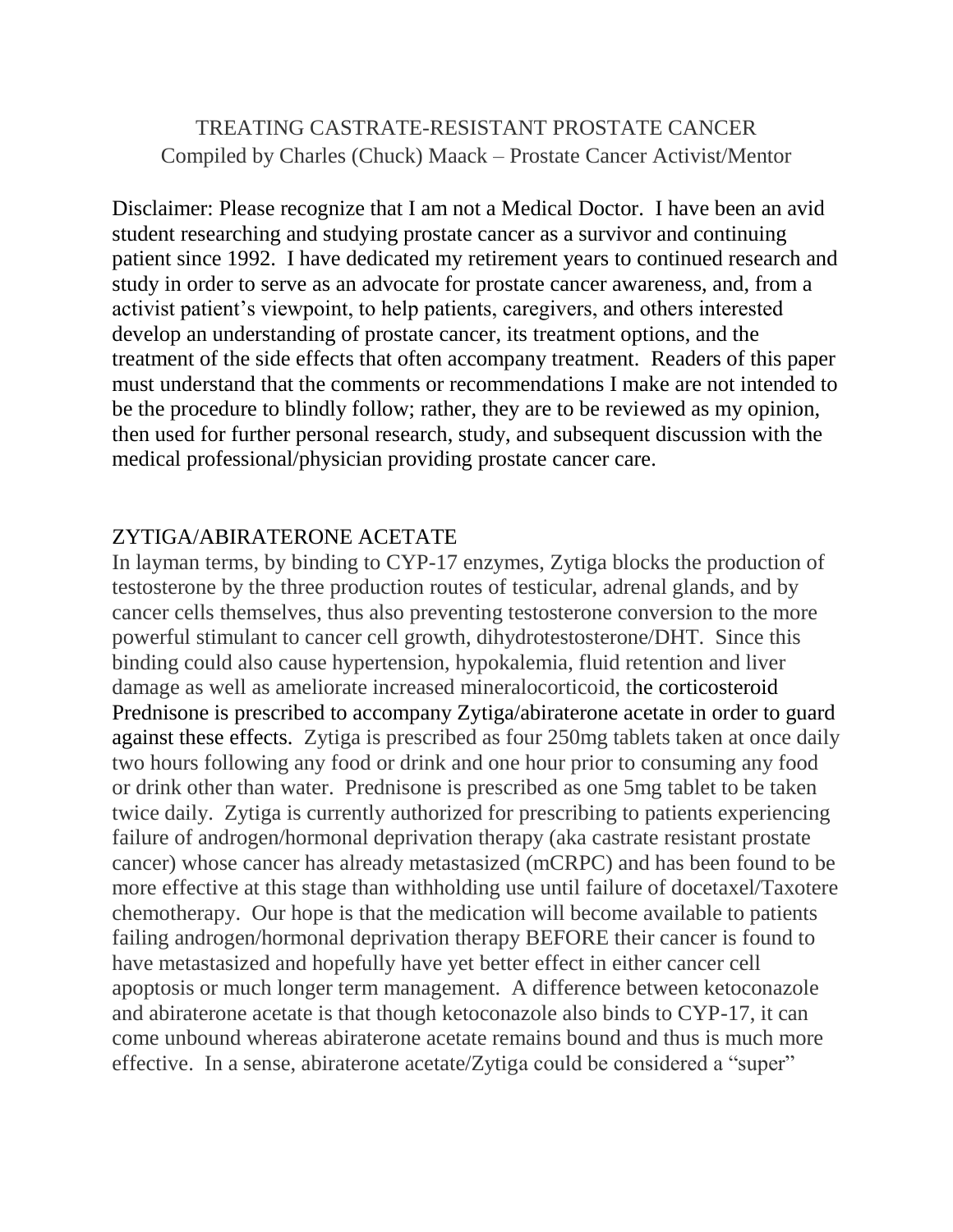# TREATING CASTRATE-RESISTANT PROSTATE CANCER

Compiled by Charles (Chuck) Maack – Prostate Cancer Activist/Mentor

Disclaimer: Please recognize that I am not a Medical Doctor. I have been an avid student researching and studying prostate cancer as a survivor and continuing patient since 1992. I have dedicated my retirement years to continued research and study in order to serve as an advocate for prostate cancer awareness, and, from a activist patient's viewpoint, to help patients, caregivers, and others interested develop an understanding of prostate cancer, its treatment options, and the treatment of the side effects that often accompany treatment. Readers of this paper must understand that the comments or recommendations I make are not intended to be the procedure to blindly follow; rather, they are to be reviewed as my opinion, then used for further personal research, study, and subsequent discussion with the medical professional/physician providing prostate cancer care.

## ZYTIGA/ABIRATERONE ACETATE

In layman terms, by binding to CYP-17 enzymes, Zytiga blocks the production of testosterone by the three production routes of testicular, adrenal glands, and by cancer cells themselves, thus also preventing testosterone conversion to the more powerful stimulant to cancer cell growth, dihydrotestosterone/DHT. Since this binding could also cause hypertension, hypokalemia, fluid retention and liver damage as well as ameliorate increased mineralocorticoid, the corticosteroid Prednisone is prescribed to accompany Zytiga/abiraterone acetate in order to guard against these effects. Zytiga is prescribed as four 250mg tablets taken at once daily two hours following any food or drink and one hour prior to consuming any food or drink other than water. Prednisone is prescribed as one 5mg tablet to be taken twice daily. Zytiga is currently authorized for prescribing to patients experiencing failure of androgen/hormonal deprivation therapy (aka castrate resistant prostate cancer) whose cancer has already metastasized (mCRPC) and has been found to be more effective at this stage than withholding use until failure of docetaxel/Taxotere chemotherapy. Our hope is that the medication will become available to patients failing androgen/hormonal deprivation therapy BEFORE their cancer is found to have metastasized and hopefully have yet better effect in either cancer cell apoptosis or much longer term management. A difference between ketoconazole and abiraterone acetate is that though ketoconazole also binds to CYP-17, it can come unbound whereas abiraterone acetate remains bound and thus is much more effective. In a sense, abiraterone acetate/Zytiga could be considered a "super"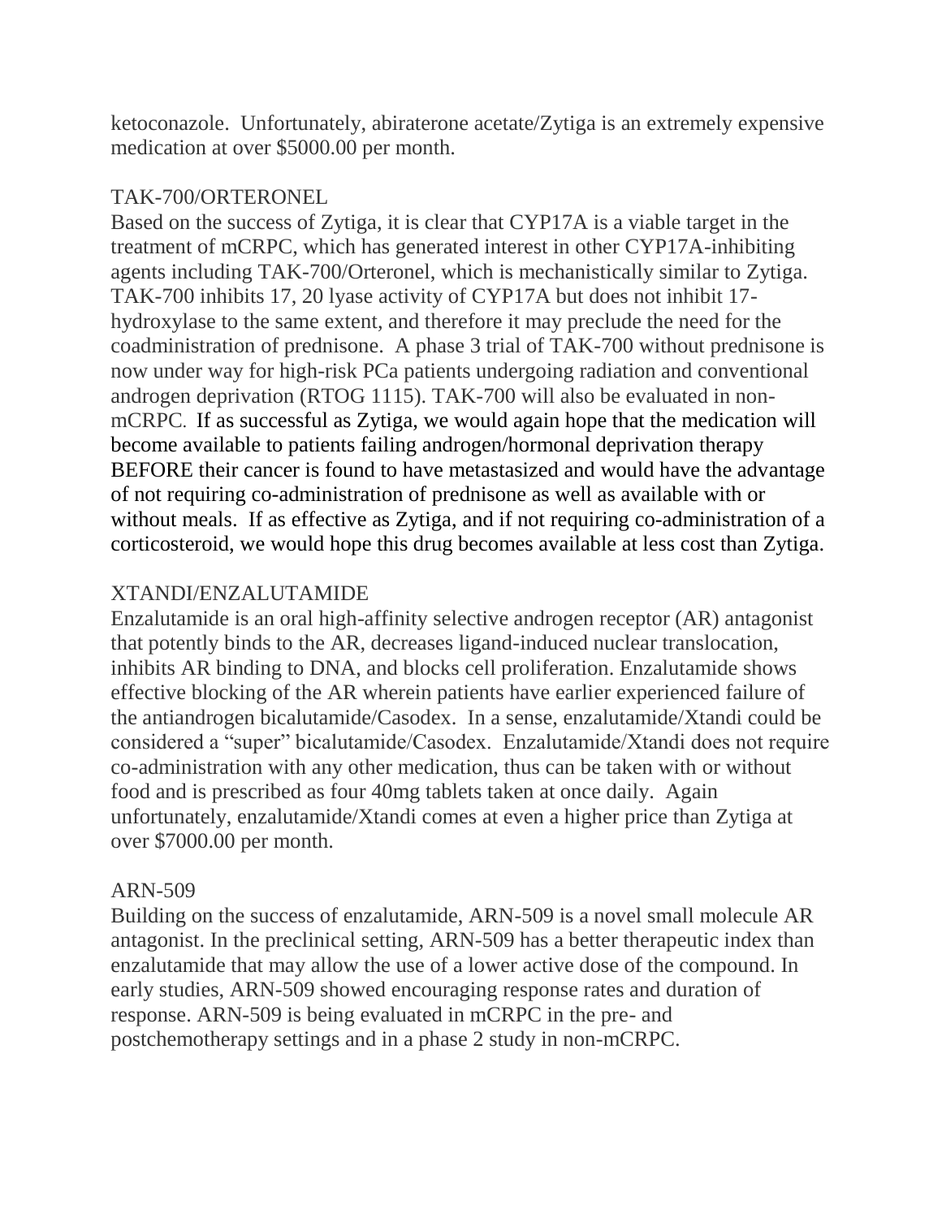ketoconazole. Unfortunately, abiraterone acetate/Zytiga is an extremely expensive medication at over $5000.00 per month.

## TAK-700/ORTERONEL

Based on the success of Zytiga, it is clear that CYP17A is a viable target in the treatment of mCRPC, which has generated interest in other CYP17A-inhibiting agents including TAK-700/Orteronel, which is mechanistically similar to Zytiga. TAK-700 inhibits 17, 20 lyase activity of CYP17A but does not inhibit 17-hydroxylase to the same extent, and therefore it may preclude the need for the coadministration of prednisone. A phase 3 trial of TAK-700 without prednisone is now under way for high-risk PCa patients undergoing radiation and conventional androgen deprivation (RTOG 1115). TAK-700 will also be evaluated in non-mCRPC. If as successful as Zytiga, we would again hope that the medication will become available to patients failing androgen/hormonal deprivation therapy BEFORE their cancer is found to have metastasized and would have the advantage of not requiring co-administration of prednisone as well as available with or without meals. If as effective as Zytiga, and if not requiring co-administration of a corticosteroid, we would hope this drug becomes available at less cost than Zytiga.

## XTANDI/ENZALUTAMIDE

Enzalutamide is an oral high-affinity selective androgen receptor (AR) antagonist that potently binds to the AR, decreases ligand-induced nuclear translocation, inhibits AR binding to DNA, and blocks cell proliferation. Enzalutamide shows effective blocking of the AR wherein patients have earlier experienced failure of the antiandrogen bicalutamide/Casodex. In a sense, enzalutamide/Xtandi could be considered a "super" bicalutamide/Casodex. Enzalutamide/Xtandi does not require co-administration with any other medication, thus can be taken with or without food and is prescribed as four 40mg tablets taken at once daily. Again unfortunately, enzalutamide/Xtandi comes at even a higher price than Zytiga at over $7000.00 per month.

## ARN-509

Building on the success of enzalutamide, ARN-509 is a novel small molecule AR antagonist. In the preclinical setting, ARN-509 has a better therapeutic index than enzalutamide that may allow the use of a lower active dose of the compound. In early studies, ARN-509 showed encouraging response rates and duration of response. ARN-509 is being evaluated in mCRPC in the pre- and postchemotherapy settings and in a phase 2 study in non-mCRPC.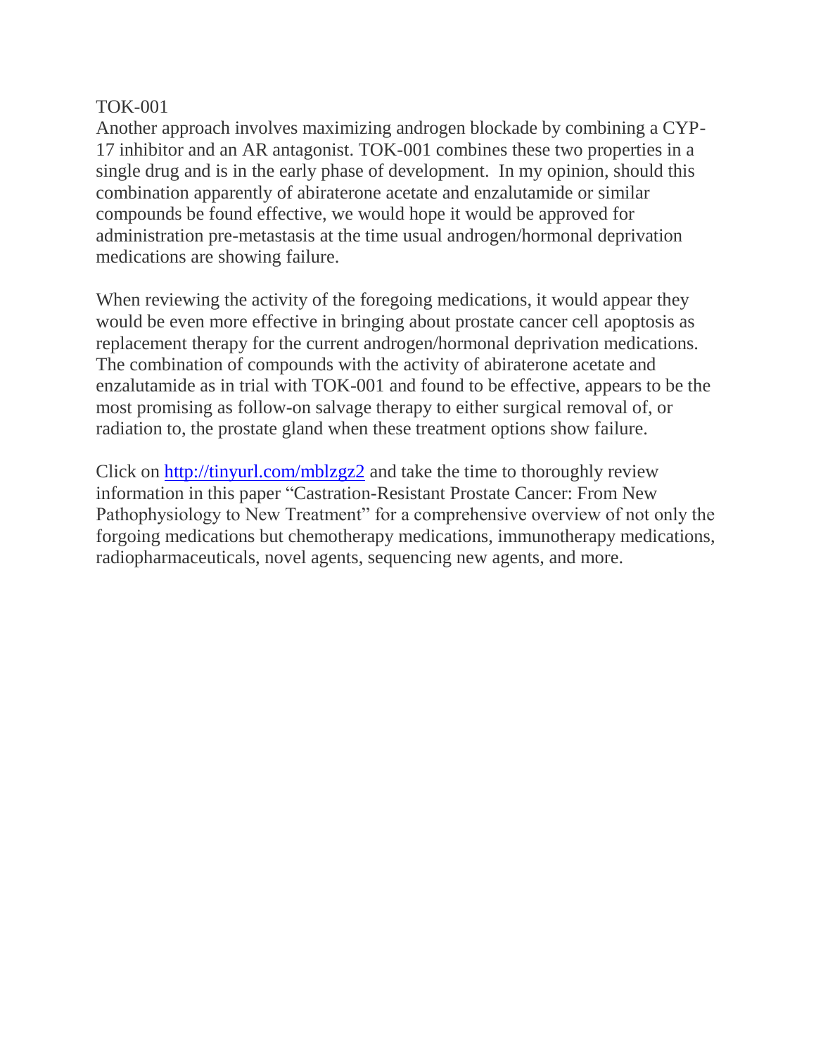TOK-001

Another approach involves maximizing androgen blockade by combining a CYP-17 inhibitor and an AR antagonist. TOK-001 combines these two properties in a single drug and is in the early phase of development. In my opinion, should this combination apparently of abiraterone acetate and enzalutamide or similar compounds be found effective, we would hope it would be approved for administration pre-metastasis at the time usual androgen/hormonal deprivation medications are showing failure.

When reviewing the activity of the foregoing medications, it would appear they would be even more effective in bringing about prostate cancer cell apoptosis as replacement therapy for the current androgen/hormonal deprivation medications. The combination of compounds with the activity of abiraterone acetate and enzalutamide as in trial with TOK-001 and found to be effective, appears to be the most promising as follow-on salvage therapy to either surgical removal of, or radiation to, the prostate gland when these treatment options show failure.

Click on [http://tinyurl.com/mblzgz2](http://tinyurl.com/mblzgz2) and take the time to thoroughly review information in this paper "Castration-Resistant Prostate Cancer: From New Pathophysiology to New Treatment" for a comprehensive overview of not only the forgoing medications but chemotherapy medications, immunotherapy medications, radiopharmaceuticals, novel agents, sequencing new agents, and more.